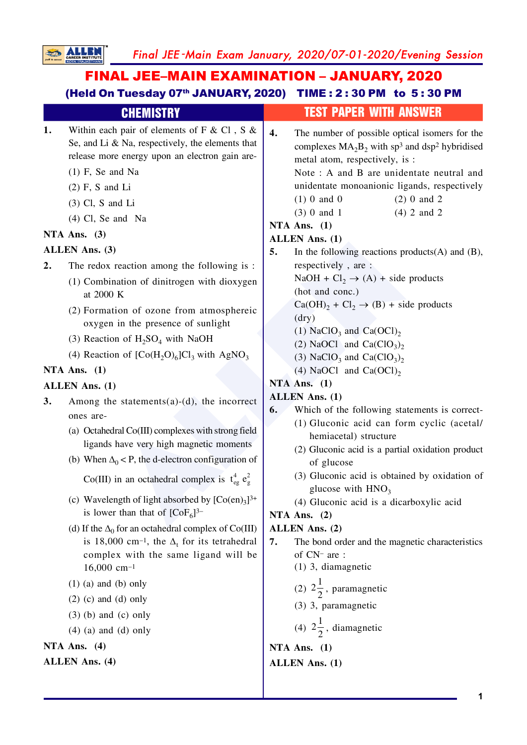# FINAL JEE–MAIN EXAMINATION – JANUARY, 2020

**(Held On Tuesday 07th JANUARY, 2020) TIME : 2 : 30 PM to 5 : 30 PM**

## CHEMISTRY — TEST PAPER WITH ANSWER

**1.** Within each pair of elements of F & Cl , S & Se, and Li & Na, respectively, the elements that release more energy upon an electron gain are-

(1) F, Se and Na

(2) F, S and Li

(3) Cl, S and Li

(4) Cl, Se and Na

**NTA Ans. (3)**

**ALLEN Ans. (3)**

**2.** The redox reaction among the following is :

(1) Combination of dinitrogen with dioxygen at 2000 K

(2) Formation of ozone from atmosphereic oxygen in the presence of sunlight

(3) Reaction of $H_2SO_4$ with NaOH

(4) Reaction of $[Co(H_2O)_6]Cl_3$ with $AgNO_3$

**NTA Ans. (1)**

**ALLEN Ans. (1)**

**3.** Among the statements(a)-(d), the incorrect ones are-

(a) Octahedral Co(III) complexes with strong field ligands have very high magnetic moments

(b) When $\Delta_0 < P$, the d-electron configuration of Co(III) in an octahedral complex is $t_{eg}^4\ e_g^2$

(c) Wavelength of light absorbed by $[Co(en)_3]^{3+}$ is lower than that of $[CoF_6]^{3-}$

(d) If the $\Delta_0$ for an octahedral complex of Co(III) is 18,000 $cm^{-1}$, the $\Delta_t$ for its tetrahedral complex with the same ligand will be 16,000 $cm^{-1}$

(1) (a) and (b) only

(2) (c) and (d) only

(3) (b) and (c) only

(4) (a) and (d) only

**NTA Ans. (4)**

**ALLEN Ans. (4)**

**4.** The number of possible optical isomers for the complexes $MA_2B_2$ with $sp^3$ and $dsp^2$ hybridised metal atom, respectively, is :

Note : A and B are unidentate neutral and unidentate monoanionic ligands, respectively

(1) 0 and 0

(2) 0 and 2

(3) 0 and 1

(4) 2 and 2

**NTA Ans. (1)**

**ALLEN Ans. (1)**

**5.** In the following reactions products(A) and (B), respectively , are :

$NaOH + Cl_2 \rightarrow$ (A) + side products
(hot and conc.)

$Ca(OH)_2 + Cl_2 \rightarrow$ (B) + side products
(dry)

(1) $NaClO_3$ and $Ca(OCl)_2$

(2) NaOCl and $Ca(ClO_3)_2$

(3) $NaClO_3$ and $Ca(ClO_3)_2$

(4) NaOCl and $Ca(OCl)_2$

**NTA Ans. (1)**

**ALLEN Ans. (1)**

**6.** Which of the following statements is correct-

(1) Gluconic acid can form cyclic (acetal/hemiacetal) structure

(2) Gluconic acid is a partial oxidation product of glucose

(3) Gluconic acid is obtained by oxidation of glucose with $HNO_3$

(4) Gluconic acid is a dicarboxylic acid

**NTA Ans. (2)**

**ALLEN Ans. (2)**

**7.** The bond order and the magnetic characteristics of $CN^-$ are :

(1) 3, diamagnetic

(2) $2\frac{1}{2}$, paramagnetic

(3) 3, paramagnetic

(4) $2\frac{1}{2}$, diamagnetic

**NTA Ans. (1)**

**ALLEN Ans. (1)**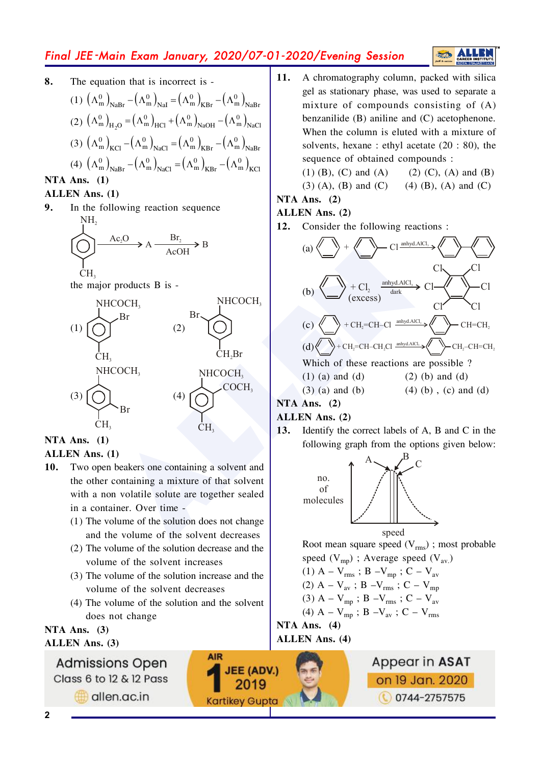**8.** The equation that is incorrect is -

(1) $\left(\Lambda_m^0\right)_{NaBr} - \left(\Lambda_m^0\right)_{NaI} = \left(\Lambda_m^0\right)_{KBr} - \left(\Lambda_m^0\right)_{NaBr}$

(2) $\left(\Lambda_m^0\right)_{H_2O} = \left(\Lambda_m^0\right)_{HCl} + \left(\Lambda_m^0\right)_{NaOH} - \left(\Lambda_m^0\right)_{NaCl}$

(3) $\left(\Lambda_m^0\right)_{KCl} - \left(\Lambda_m^0\right)_{NaCl} = \left(\Lambda_m^0\right)_{KBr} - \left(\Lambda_m^0\right)_{NaBr}$

(4) $\left(\Lambda_m^0\right)_{NaBr} - \left(\Lambda_m^0\right)_{NaCl} = \left(\Lambda_m^0\right)_{KBr} - \left(\Lambda_m^0\right)_{KCl}$

**NTA Ans. (1)**

**ALLEN Ans. (1)**

**9.** In the following reaction sequence

p-toluidine (benzene ring with $NH_2$ and $CH_3$ para) $\xrightarrow{Ac_2O}$ A $\xrightarrow[AcOH]{Br_2}$ B

the major products B is -

(1) Ring with $NHCOCH_3$, Br ortho to $NHCOCH_3$, and $CH_3$ para

(2) Ring with $NHCOCH_3$, Br meta, and $CH_2Br$ para

(3) Ring with $NHCOCH_3$, Br ortho to $CH_3$, and $CH_3$ para

(4) Ring with $NHCOCH_3$, $COCH_3$ ortho, and $CH_3$ para

**NTA Ans. (1)**

**ALLEN Ans. (1)**

**10.** Two open beakers one containing a solvent and the other containing a mixture of that solvent with a non volatile solute are together sealed in a container. Over time -

(1) The volume of the solution does not change and the volume of the solvent decreases

(2) The volume of the solution decrease and the volume of the solvent increases

(3) The volume of the solution increase and the volume of the solvent decreases

(4) The volume of the solution and the solvent does not change

**NTA Ans. (3)**

**ALLEN Ans. (3)**

**11.** A chromatography column, packed with silica gel as stationary phase, was used to separate a mixture of compounds consisting of (A) benzanilide (B) aniline and (C) acetophenone. When the column is eluted with a mixture of solvents, hexane : ethyl acetate (20 : 80), the sequence of obtained compounds :

(1) (B), (C) and (A) (2) (C), (A) and (B)

(3) (A), (B) and (C) (4) (B), (A) and (C)

**NTA Ans. (2)**

**ALLEN Ans. (2)**

**12.** Consider the following reactions :

(a) Benzene + Chlorobenzene $\xrightarrow{\text{anhyd.}AlCl_3}$ Biphenyl

(b) Benzene + $Cl_2$ (excess) $\xrightarrow[\text{dark}]{\text{anhyd.}AlCl_3}$ Hexachlorobenzene

(c) Benzene + $CH_2{=}CH{-}Cl$ $\xrightarrow{\text{anhyd.}AlCl_3}$ $C_6H_5{-}CH{=}CH_2$

(d) Benzene + $CH_2{=}CH{-}CH_2Cl$ $\xrightarrow{\text{anhyd.}AlCl_3}$ $C_6H_5{-}CH_2{-}CH{=}CH_2$

Which of these reactions are possible ?

(1) (a) and (d) (2) (b) and (d)

(3) (a) and (b) (4) (b) , (c) and (d)

**NTA Ans. (2)**

**ALLEN Ans. (2)**

**13.** Identify the correct labels of A, B and C in the following graph from the options given below:

(Graph: no. of molecules vs speed, with labels A, B, C marking successive vertical lines near the peak)

Root mean square speed ($V_{rms}$) ; most probable speed ($V_{mp}$) ; Average speed ($V_{av.}$)

(1) A – $V_{rms}$ ; B – $V_{mp}$ ; C – $V_{av}$

(2) A – $V_{av}$ ; B – $V_{rms}$ ; C – $V_{mp}$

(3) A – $V_{mp}$ ; B – $V_{rms}$ ; C – $V_{av}$

(4) A – $V_{mp}$ ; B – $V_{av}$ ; C – $V_{rms}$

**NTA Ans. (4)**

**ALLEN Ans. (4)**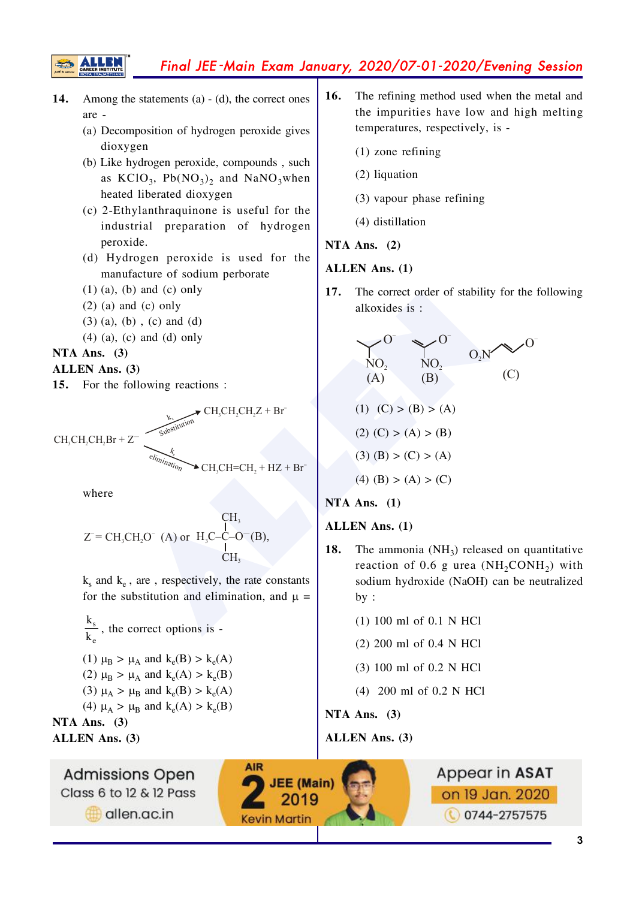**14.** Among the statements (a) - (d), the correct ones are -

(a) Decomposition of hydrogen peroxide gives dioxygen

(b) Like hydrogen peroxide, compounds , such as $KClO_3$, $Pb(NO_3)_2$ and $NaNO_3$ when heated liberated dioxygen

(c) 2-Ethylanthraquinone is useful for the industrial preparation of hydrogen peroxide.

(d) Hydrogen peroxide is used for the manufacture of sodium perborate

(1) (a), (b) and (c) only

(2) (a) and (c) only

(3) (a), (b) , (c) and (d)

(4) (a), (c) and (d) only

**NTA Ans. (3)**

**ALLEN Ans. (3)**

**15.** For the following reactions :

$$CH_3CH_2CH_2Br + Z^- \xrightarrow[\text{Substitution}]{k_s} CH_3CH_2CH_2Z + Br^-$$

$$CH_3CH_2CH_2Br + Z^- \xrightarrow[\text{elimination}]{k_e} CH_3CH{=}CH_2 + HZ + Br^-$$

where

$Z^- = CH_3CH_2O^-$ (A) or $H_3C\text{–}C(CH_3)_2\text{–}O^-$ (B),

$k_s$ and $k_e$ , are , respectively, the rate constants for the substitution and elimination, and $\mu = \dfrac{k_s}{k_e}$, the correct options is -

(1) $\mu_B > \mu_A$ and $k_e(B) > k_e(A)$

(2) $\mu_B > \mu_A$ and $k_e(A) > k_e(B)$

(3) $\mu_A > \mu_B$ and $k_e(B) > k_e(A)$

(4) $\mu_A > \mu_B$ and $k_e(A) > k_e(B)$

**NTA Ans. (3)**

**ALLEN Ans. (3)**

**16.** The refining method used when the metal and the impurities have low and high melting temperatures, respectively, is -

(1) zone refining

(2) liquation

(3) vapour phase refining

(4) distillation

**NTA Ans. (2)**

**ALLEN Ans. (1)**

**17.** The correct order of stability for the following alkoxides is :

(A) $O^-$ alkoxide with $NO_2$ (saturated) (B) $O^-$ alkoxide with $NO_2$ (with C=C) (C) $O_2N$–CH=CH–CH$_2$–$O^-$

(1) (C) > (B) > (A)

(2) (C) > (A) > (B)

(3) (B) > (C) > (A)

(4) (B) > (A) > (C)

**NTA Ans. (1)**

**ALLEN Ans. (1)**

**18.** The ammonia ($NH_3$) released on quantitative reaction of 0.6 g urea ($NH_2CONH_2$) with sodium hydroxide (NaOH) can be neutralized by :

(1) 100 ml of 0.1 N HCl

(2) 200 ml of 0.4 N HCl

(3) 100 ml of 0.2 N HCl

(4) 200 ml of 0.2 N HCl

**NTA Ans. (3)**

**ALLEN Ans. (3)**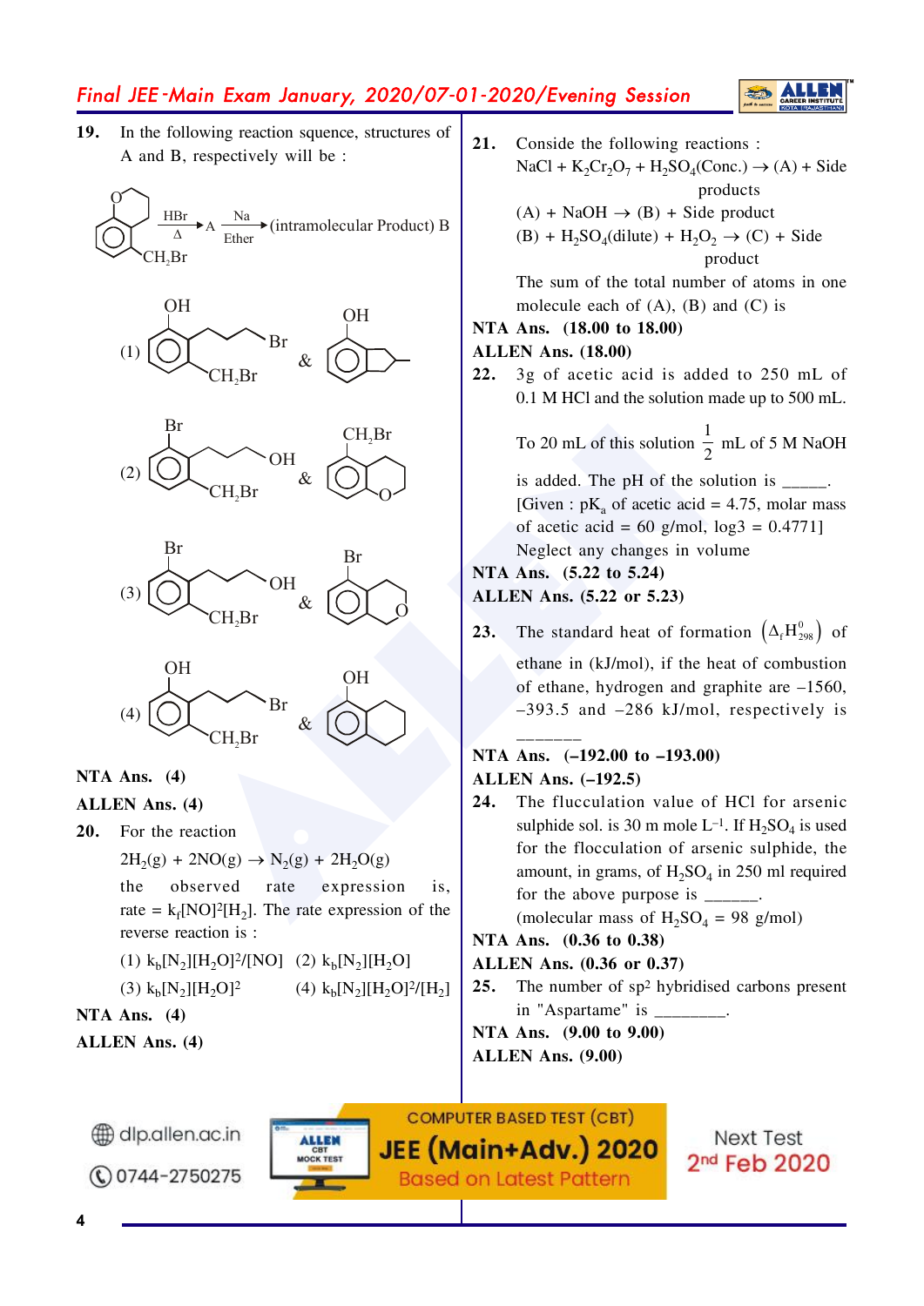**19.** In the following reaction squence, structures of A and B, respectively will be :

HBr, Δ → A; Na, Ether → (intramolecular Product) B

(1) [OH-substituted benzene with $CH_2Br$ and Br-chain] & [OH-substituted indane-type bicyclic]

(2) [Br-substituted benzene with $CH_2Br$ and OH-chain] & [$CH_2Br$-substituted chromane]

(3) [Br-substituted benzene with $CH_2Br$ and OH-chain] & [Br-substituted chromane]

(4) [OH-substituted benzene with $CH_2Br$ and Br-chain] & [OH-substituted tetralin]

**NTA Ans. (4)**

**ALLEN Ans. (4)**

**20.** For the reaction

$2H_2(g) + 2NO(g) \rightarrow N_2(g) + 2H_2O(g)$

the observed rate expression is, rate = $k_f[NO]^2[H_2]$. The rate expression of the reverse reaction is :

(1) $k_b[N_2][H_2O]^2/[NO]$ (2) $k_b[N_2][H_2O]$

(3) $k_b[N_2][H_2O]^2$ (4) $k_b[N_2][H_2O]^2/[H_2]$

**NTA Ans. (4)**

**ALLEN Ans. (4)**

**21.** Conside the following reactions :

$NaCl + K_2Cr_2O_7 + H_2SO_4(Conc.) \rightarrow (A) +$ Side products

$(A) + NaOH \rightarrow (B) +$ Side product

$(B) + H_2SO_4(dilute) + H_2O_2 \rightarrow (C) +$ Side product

The sum of the total number of atoms in one molecule each of (A), (B) and (C) is

**NTA Ans. (18.00 to 18.00)**

**ALLEN Ans. (18.00)**

**22.** 3g of acetic acid is added to 250 mL of 0.1 M HCl and the solution made up to 500 mL.

To 20 mL of this solution $\frac{1}{2}$ mL of 5 M NaOH is added. The pH of the solution is _____.

[Given : $pK_a$ of acetic acid = 4.75, molar mass of acetic acid = 60 g/mol, log3 = 0.4771]

Neglect any changes in volume

**NTA Ans. (5.22 to 5.24)**

**ALLEN Ans. (5.22 or 5.23)**

**23.** The standard heat of formation $(\Delta_f H^0_{298})$ of ethane in (kJ/mol), if the heat of combustion of ethane, hydrogen and graphite are –1560, –393.5 and –286 kJ/mol, respectively is _______

**NTA Ans. (–192.00 to –193.00)**

**ALLEN Ans. (–192.5)**

**24.** The flucculation value of HCl for arsenic sulphide sol. is 30 m mole $L^{-1}$. If $H_2SO_4$ is used for the flocculation of arsenic sulphide, the amount, in grams, of $H_2SO_4$ in 250 ml required for the above purpose is ______.

(molecular mass of $H_2SO_4$ = 98 g/mol)

**NTA Ans. (0.36 to 0.38)**

**ALLEN Ans. (0.36 or 0.37)**

**25.** The number of $sp^2$ hybridised carbons present in "Aspartame" is ________.

**NTA Ans. (9.00 to 9.00)**

**ALLEN Ans. (9.00)**